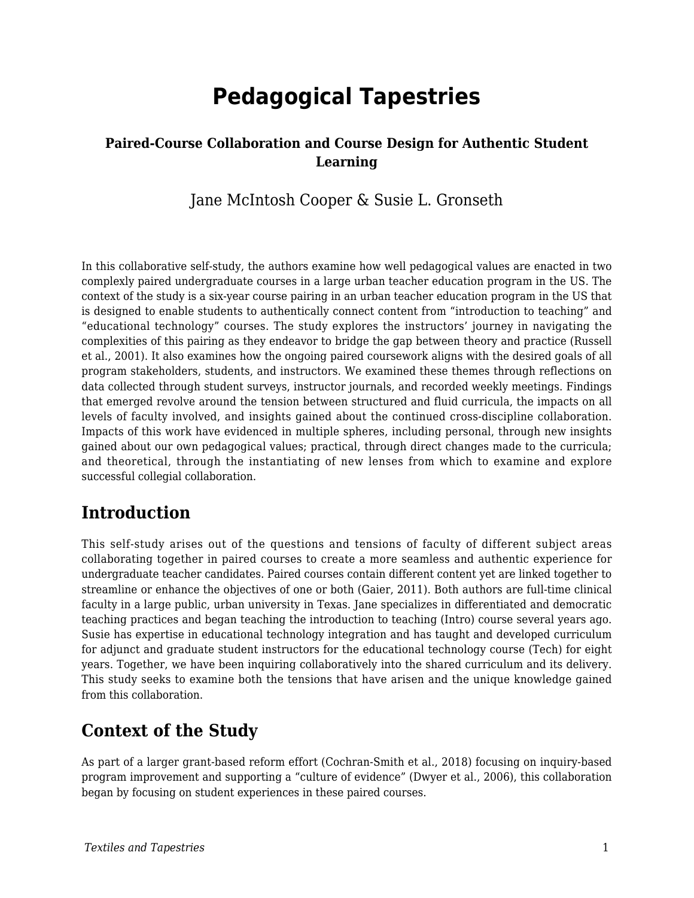# Pedagogical Tapestries

### Paired-Course Collaboration and Course Design for Authentic Student Learning

Jane McIntosh Cooper & Susie L. Gronseth

In this collaborative self-study, the authors examine how well pedagogical values are enacted in two complexly paired undergraduate courses in a large urban teacher education program in the US. The context of the study is a six-year course pairing in an urban teacher education program in the US that is designed to enable students to authentically connect content from “introduction to teaching” and “educational technology” courses. The study explores the instructors’ journey in navigating the complexities of this pairing as they endeavor to bridge the gap between theory and practice (Russell et al., 2001). It also examines how the ongoing paired coursework aligns with the desired goals of all program stakeholders, students, and instructors. We examined these themes through reflections on data collected through student surveys, instructor journals, and recorded weekly meetings. Findings that emerged revolve around the tension between structured and fluid curricula, the impacts on all levels of faculty involved, and insights gained about the continued cross-discipline collaboration. Impacts of this work have evidenced in multiple spheres, including personal, through new insights gained about our own pedagogical values; practical, through direct changes made to the curricula; and theoretical, through the instantiating of new lenses from which to examine and explore successful collegial collaboration.

## Introduction

This self-study arises out of the questions and tensions of faculty of different subject areas collaborating together in paired courses to create a more seamless and authentic experience for undergraduate teacher candidates. Paired courses contain different content yet are linked together to streamline or enhance the objectives of one or both (Gaier, 2011). Both authors are full-time clinical faculty in a large public, urban university in Texas. Jane specializes in differentiated and democratic teaching practices and began teaching the introduction to teaching (Intro) course several years ago. Susie has expertise in educational technology integration and has taught and developed curriculum for adjunct and graduate student instructors for the educational technology course (Tech) for eight years. Together, we have been inquiring collaboratively into the shared curriculum and its delivery. This study seeks to examine both the tensions that have arisen and the unique knowledge gained from this collaboration.

## Context of the Study

As part of a larger grant-based reform effort (Cochran-Smith et al., 2018) focusing on inquiry-based program improvement and supporting a “culture of evidence” (Dwyer et al., 2006), this collaboration began by focusing on student experiences in these paired courses.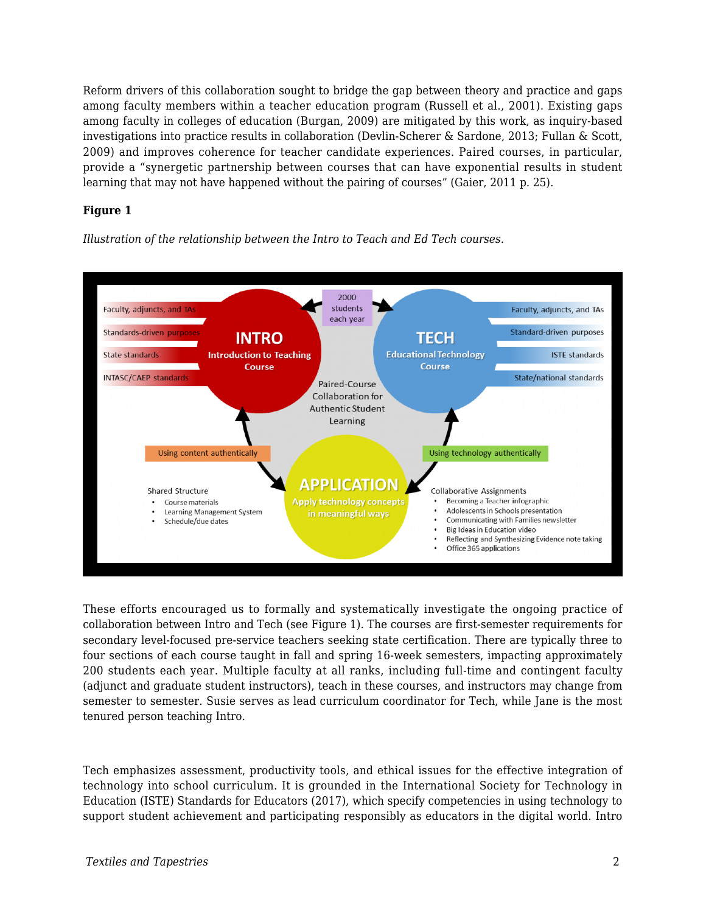Reform drivers of this collaboration sought to bridge the gap between theory and practice and gaps among faculty members within a teacher education program (Russell et al., 2001). Existing gaps among faculty in colleges of education (Burgan, 2009) are mitigated by this work, as inquiry-based investigations into practice results in collaboration (Devlin-Scherer & Sardone, 2013; Fullan & Scott, 2009) and improves coherence for teacher candidate experiences. Paired courses, in particular, provide a "synergetic partnership between courses that can have exponential results in student learning that may not have happened without the pairing of courses" (Gaier, 2011 p. 25).

**Figure 1**

*Illustration of the relationship between the Intro to Teach and Ed Tech courses.*

These efforts encouraged us to formally and systematically investigate the ongoing practice of collaboration between Intro and Tech (see Figure 1). The courses are first-semester requirements for secondary level-focused pre-service teachers seeking state certification. There are typically three to four sections of each course taught in fall and spring 16-week semesters, impacting approximately 200 students each year. Multiple faculty at all ranks, including full-time and contingent faculty (adjunct and graduate student instructors), teach in these courses, and instructors may change from semester to semester. Susie serves as lead curriculum coordinator for Tech, while Jane is the most tenured person teaching Intro.

Tech emphasizes assessment, productivity tools, and ethical issues for the effective integration of technology into school curriculum. It is grounded in the International Society for Technology in Education (ISTE) Standards for Educators (2017), which specify competencies in using technology to support student achievement and participating responsibly as educators in the digital world. Intro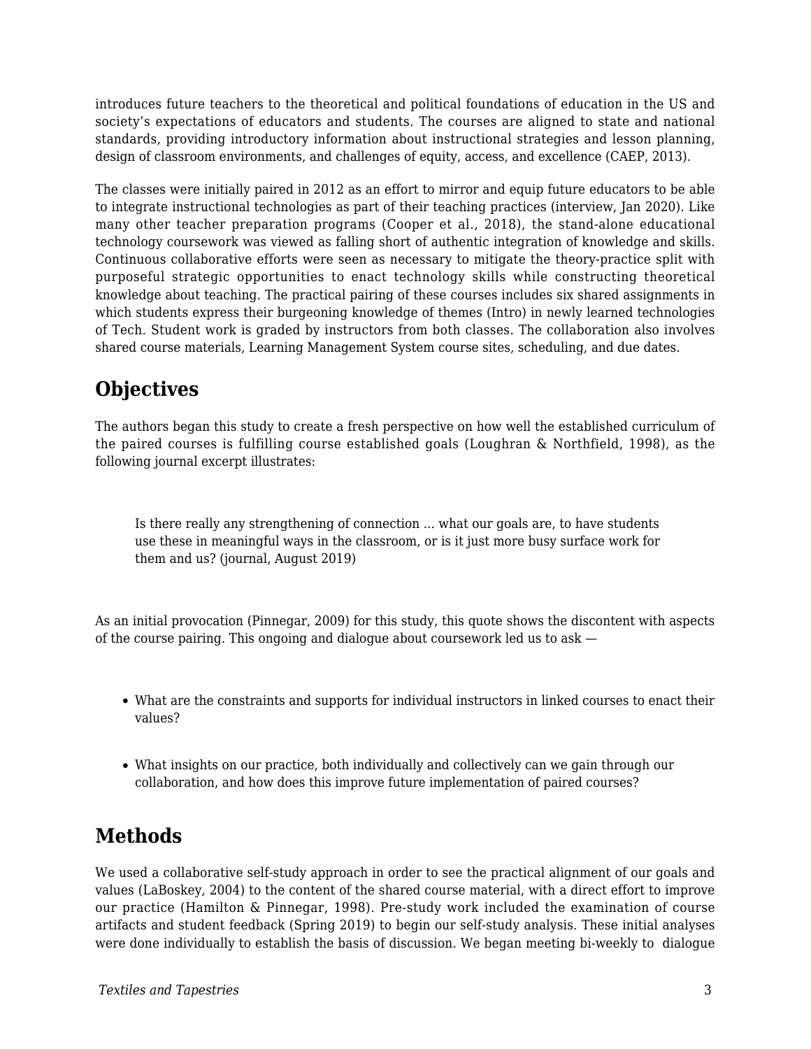introduces future teachers to the theoretical and political foundations of education in the US and society's expectations of educators and students. The courses are aligned to state and national standards, providing introductory information about instructional strategies and lesson planning, design of classroom environments, and challenges of equity, access, and excellence (CAEP, 2013).

The classes were initially paired in 2012 as an effort to mirror and equip future educators to be able to integrate instructional technologies as part of their teaching practices (interview, Jan 2020). Like many other teacher preparation programs (Cooper et al., 2018), the stand-alone educational technology coursework was viewed as falling short of authentic integration of knowledge and skills. Continuous collaborative efforts were seen as necessary to mitigate the theory-practice split with purposeful strategic opportunities to enact technology skills while constructing theoretical knowledge about teaching. The practical pairing of these courses includes six shared assignments in which students express their burgeoning knowledge of themes (Intro) in newly learned technologies of Tech. Student work is graded by instructors from both classes. The collaboration also involves shared course materials, Learning Management System course sites, scheduling, and due dates.

## Objectives

The authors began this study to create a fresh perspective on how well the established curriculum of the paired courses is fulfilling course established goals (Loughran & Northfield, 1998), as the following journal excerpt illustrates:

> Is there really any strengthening of connection ... what our goals are, to have students use these in meaningful ways in the classroom, or is it just more busy surface work for them and us? (journal, August 2019)

As an initial provocation (Pinnegar, 2009) for this study, this quote shows the discontent with aspects of the course pairing. This ongoing and dialogue about coursework led us to ask —

- What are the constraints and supports for individual instructors in linked courses to enact their values?
- What insights on our practice, both individually and collectively can we gain through our collaboration, and how does this improve future implementation of paired courses?

## Methods

We used a collaborative self-study approach in order to see the practical alignment of our goals and values (LaBoskey, 2004) to the content of the shared course material, with a direct effort to improve our practice (Hamilton & Pinnegar, 1998). Pre-study work included the examination of course artifacts and student feedback (Spring 2019) to begin our self-study analysis. These initial analyses were done individually to establish the basis of discussion. We began meeting bi-weekly to dialogue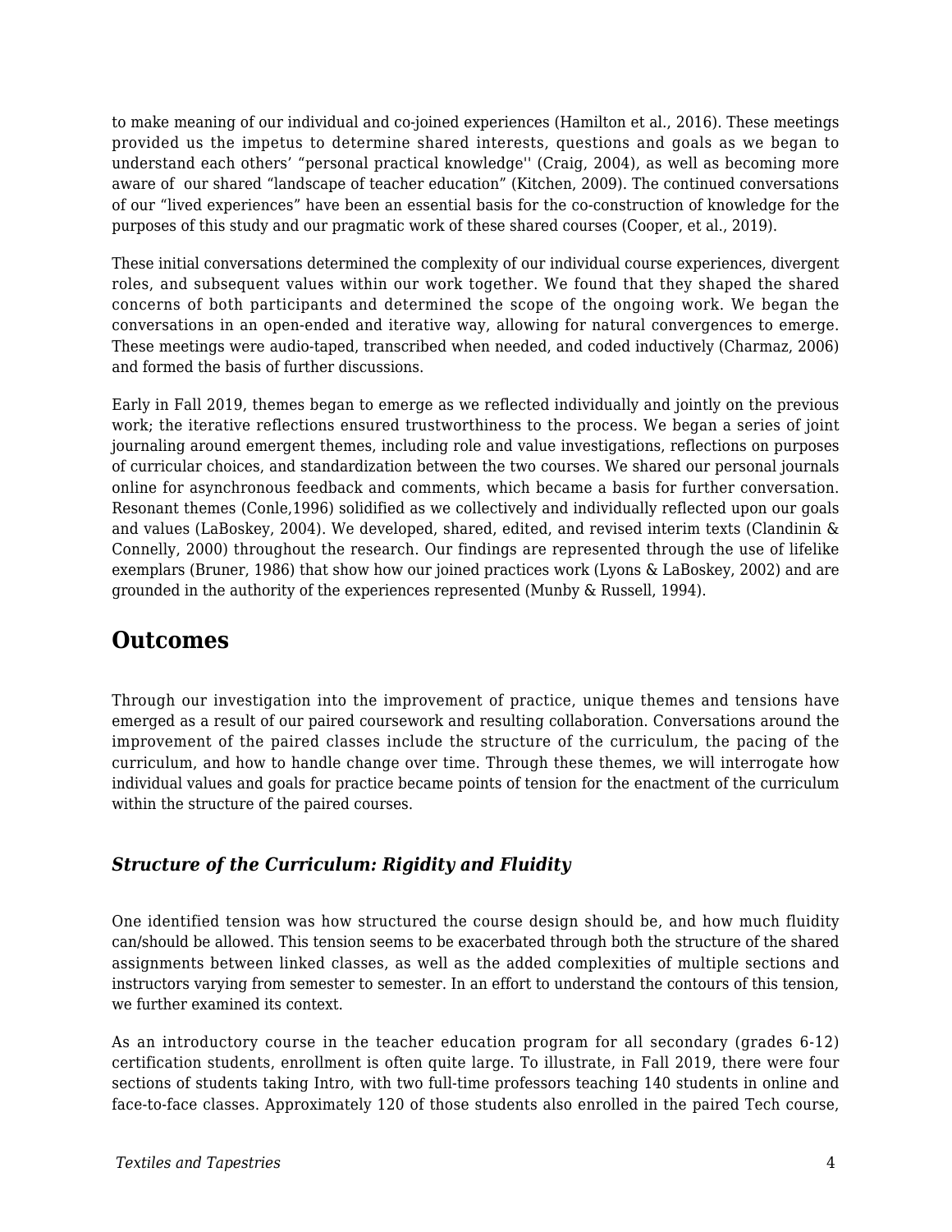to make meaning of our individual and co-joined experiences (Hamilton et al., 2016). These meetings provided us the impetus to determine shared interests, questions and goals as we began to understand each others' "personal practical knowledge'' (Craig, 2004), as well as becoming more aware of our shared "landscape of teacher education" (Kitchen, 2009). The continued conversations of our "lived experiences" have been an essential basis for the co-construction of knowledge for the purposes of this study and our pragmatic work of these shared courses (Cooper, et al., 2019).

These initial conversations determined the complexity of our individual course experiences, divergent roles, and subsequent values within our work together. We found that they shaped the shared concerns of both participants and determined the scope of the ongoing work. We began the conversations in an open-ended and iterative way, allowing for natural convergences to emerge. These meetings were audio-taped, transcribed when needed, and coded inductively (Charmaz, 2006) and formed the basis of further discussions.

Early in Fall 2019, themes began to emerge as we reflected individually and jointly on the previous work; the iterative reflections ensured trustworthiness to the process. We began a series of joint journaling around emergent themes, including role and value investigations, reflections on purposes of curricular choices, and standardization between the two courses. We shared our personal journals online for asynchronous feedback and comments, which became a basis for further conversation. Resonant themes (Conle,1996) solidified as we collectively and individually reflected upon our goals and values (LaBoskey, 2004). We developed, shared, edited, and revised interim texts (Clandinin & Connelly, 2000) throughout the research. Our findings are represented through the use of lifelike exemplars (Bruner, 1986) that show how our joined practices work (Lyons & LaBoskey, 2002) and are grounded in the authority of the experiences represented (Munby & Russell, 1994).

## Outcomes

Through our investigation into the improvement of practice, unique themes and tensions have emerged as a result of our paired coursework and resulting collaboration. Conversations around the improvement of the paired classes include the structure of the curriculum, the pacing of the curriculum, and how to handle change over time. Through these themes, we will interrogate how individual values and goals for practice became points of tension for the enactment of the curriculum within the structure of the paired courses.

### *Structure of the Curriculum: Rigidity and Fluidity*

One identified tension was how structured the course design should be, and how much fluidity can/should be allowed. This tension seems to be exacerbated through both the structure of the shared assignments between linked classes, as well as the added complexities of multiple sections and instructors varying from semester to semester. In an effort to understand the contours of this tension, we further examined its context.

As an introductory course in the teacher education program for all secondary (grades 6-12) certification students, enrollment is often quite large. To illustrate, in Fall 2019, there were four sections of students taking Intro, with two full-time professors teaching 140 students in online and face-to-face classes. Approximately 120 of those students also enrolled in the paired Tech course,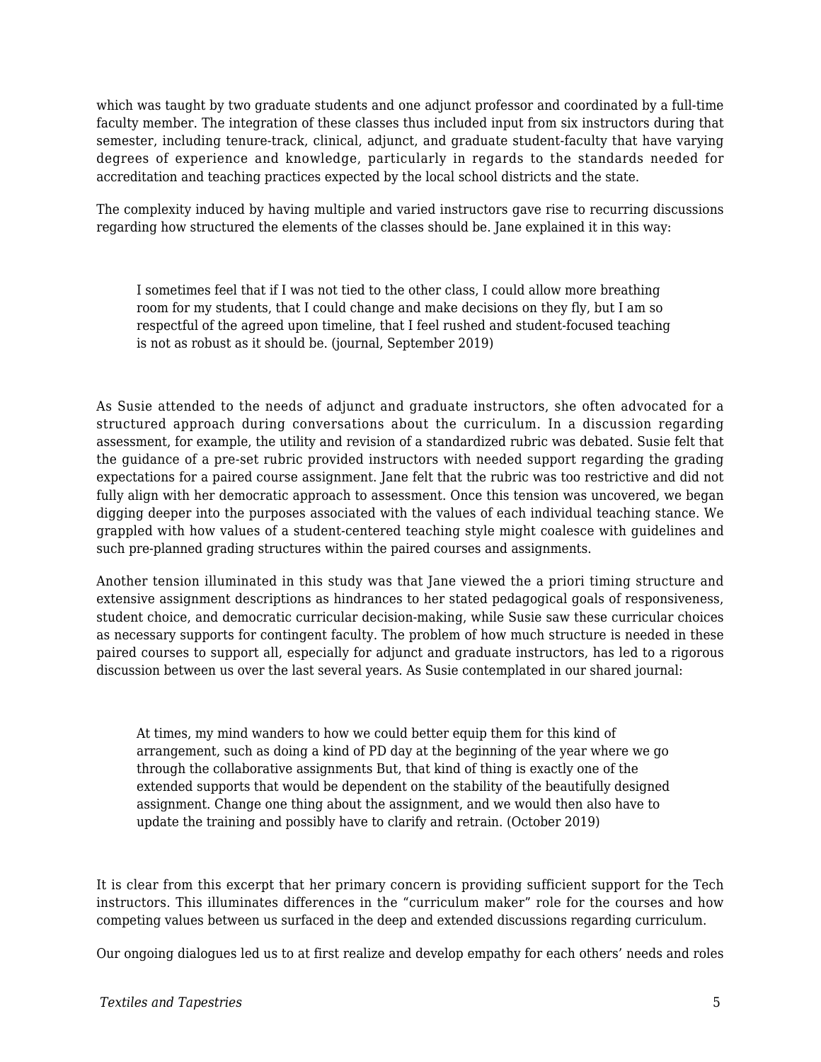which was taught by two graduate students and one adjunct professor and coordinated by a full-time faculty member. The integration of these classes thus included input from six instructors during that semester, including tenure-track, clinical, adjunct, and graduate student-faculty that have varying degrees of experience and knowledge, particularly in regards to the standards needed for accreditation and teaching practices expected by the local school districts and the state.

The complexity induced by having multiple and varied instructors gave rise to recurring discussions regarding how structured the elements of the classes should be. Jane explained it in this way:

> I sometimes feel that if I was not tied to the other class, I could allow more breathing room for my students, that I could change and make decisions on they fly, but I am so respectful of the agreed upon timeline, that I feel rushed and student-focused teaching is not as robust as it should be. (journal, September 2019)

As Susie attended to the needs of adjunct and graduate instructors, she often advocated for a structured approach during conversations about the curriculum. In a discussion regarding assessment, for example, the utility and revision of a standardized rubric was debated. Susie felt that the guidance of a pre-set rubric provided instructors with needed support regarding the grading expectations for a paired course assignment. Jane felt that the rubric was too restrictive and did not fully align with her democratic approach to assessment. Once this tension was uncovered, we began digging deeper into the purposes associated with the values of each individual teaching stance. We grappled with how values of a student-centered teaching style might coalesce with guidelines and such pre-planned grading structures within the paired courses and assignments.

Another tension illuminated in this study was that Jane viewed the a priori timing structure and extensive assignment descriptions as hindrances to her stated pedagogical goals of responsiveness, student choice, and democratic curricular decision-making, while Susie saw these curricular choices as necessary supports for contingent faculty. The problem of how much structure is needed in these paired courses to support all, especially for adjunct and graduate instructors, has led to a rigorous discussion between us over the last several years. As Susie contemplated in our shared journal:

> At times, my mind wanders to how we could better equip them for this kind of arrangement, such as doing a kind of PD day at the beginning of the year where we go through the collaborative assignments But, that kind of thing is exactly one of the extended supports that would be dependent on the stability of the beautifully designed assignment. Change one thing about the assignment, and we would then also have to update the training and possibly have to clarify and retrain. (October 2019)

It is clear from this excerpt that her primary concern is providing sufficient support for the Tech instructors. This illuminates differences in the "curriculum maker" role for the courses and how competing values between us surfaced in the deep and extended discussions regarding curriculum.

Our ongoing dialogues led us to at first realize and develop empathy for each others' needs and roles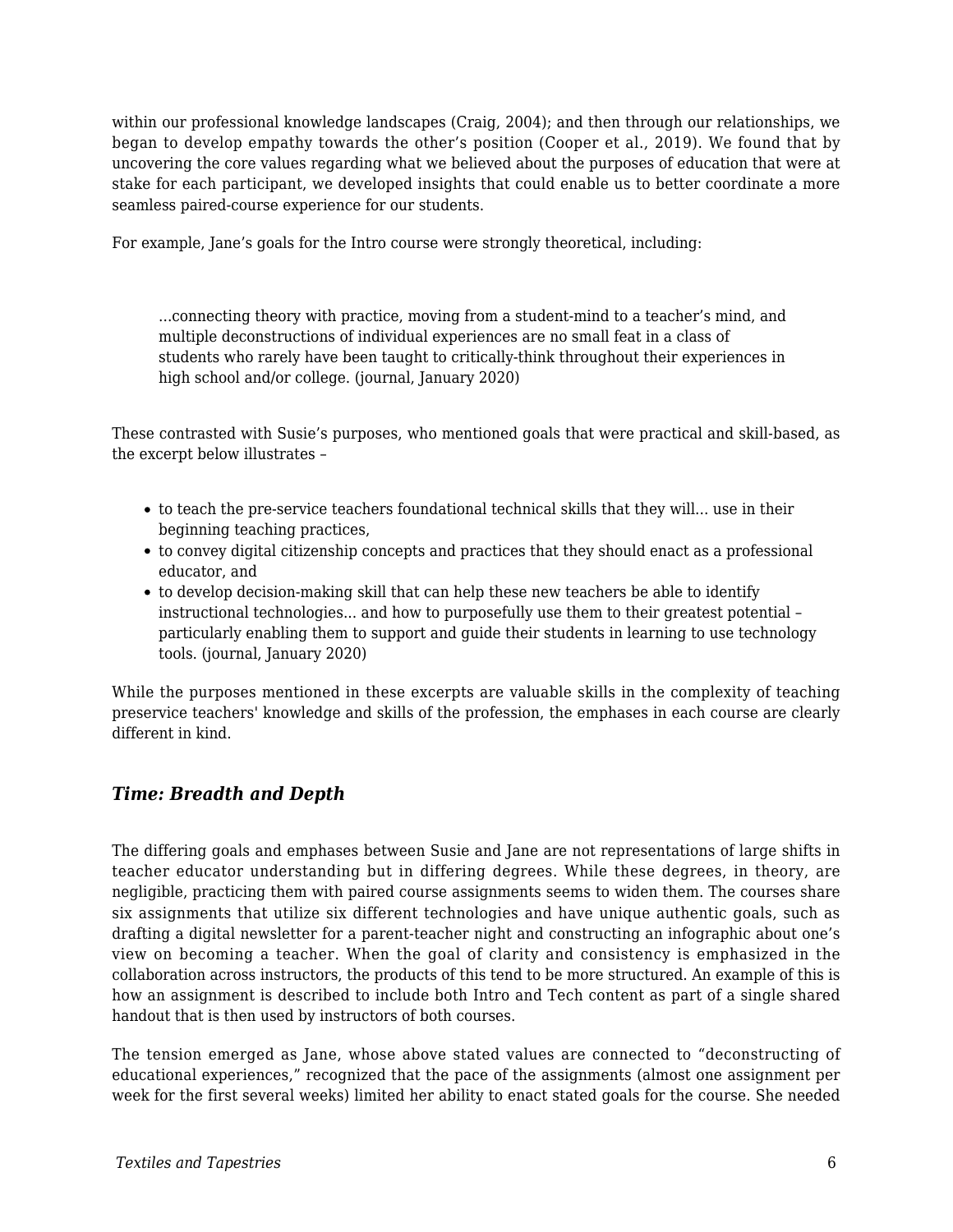within our professional knowledge landscapes (Craig, 2004); and then through our relationships, we began to develop empathy towards the other's position (Cooper et al., 2019). We found that by uncovering the core values regarding what we believed about the purposes of education that were at stake for each participant, we developed insights that could enable us to better coordinate a more seamless paired-course experience for our students.

For example, Jane's goals for the Intro course were strongly theoretical, including:

> ...connecting theory with practice, moving from a student-mind to a teacher's mind, and multiple deconstructions of individual experiences are no small feat in a class of students who rarely have been taught to critically-think throughout their experiences in high school and/or college. (journal, January 2020)

These contrasted with Susie's purposes, who mentioned goals that were practical and skill-based, as the excerpt below illustrates –

> - to teach the pre-service teachers foundational technical skills that they will... use in their beginning teaching practices,
> - to convey digital citizenship concepts and practices that they should enact as a professional educator, and
> - to develop decision-making skill that can help these new teachers be able to identify instructional technologies... and how to purposefully use them to their greatest potential – particularly enabling them to support and guide their students in learning to use technology tools. (journal, January 2020)

While the purposes mentioned in these excerpts are valuable skills in the complexity of teaching preservice teachers' knowledge and skills of the profession, the emphases in each course are clearly different in kind.

### *Time: Breadth and Depth*

The differing goals and emphases between Susie and Jane are not representations of large shifts in teacher educator understanding but in differing degrees. While these degrees, in theory, are negligible, practicing them with paired course assignments seems to widen them. The courses share six assignments that utilize six different technologies and have unique authentic goals, such as drafting a digital newsletter for a parent-teacher night and constructing an infographic about one's view on becoming a teacher. When the goal of clarity and consistency is emphasized in the collaboration across instructors, the products of this tend to be more structured. An example of this is how an assignment is described to include both Intro and Tech content as part of a single shared handout that is then used by instructors of both courses.

The tension emerged as Jane, whose above stated values are connected to "deconstructing of educational experiences," recognized that the pace of the assignments (almost one assignment per week for the first several weeks) limited her ability to enact stated goals for the course. She needed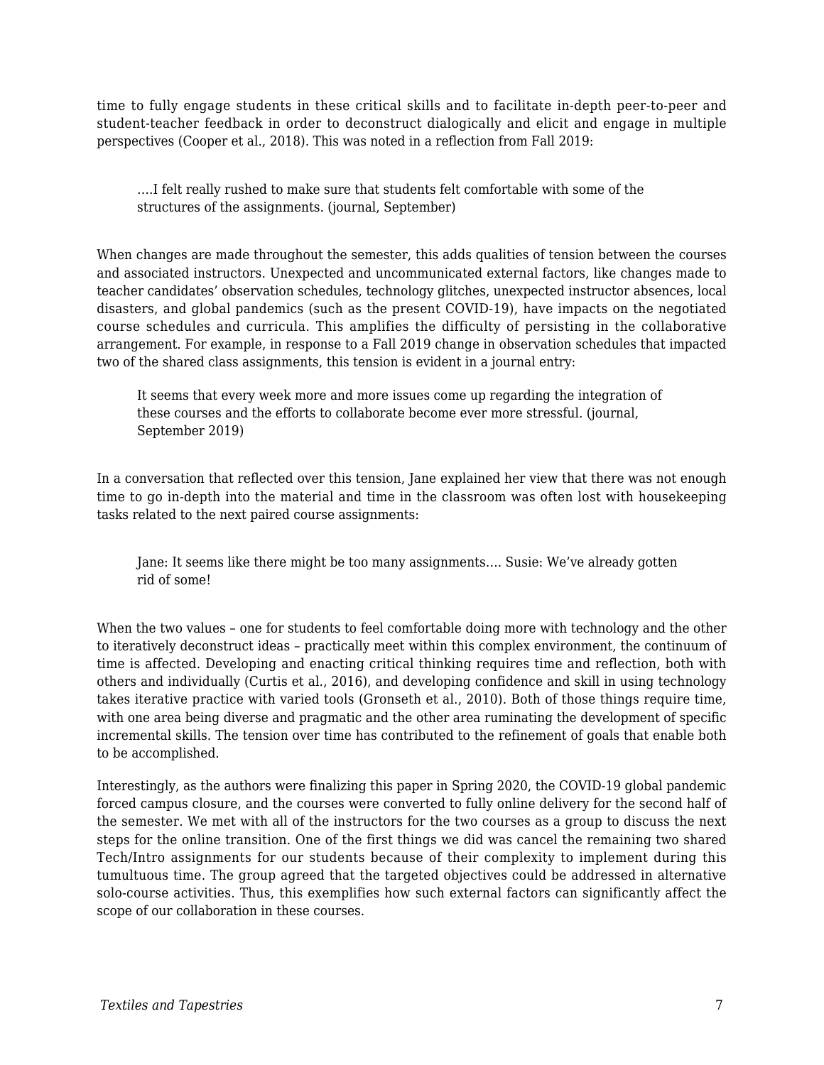time to fully engage students in these critical skills and to facilitate in-depth peer-to-peer and student-teacher feedback in order to deconstruct dialogically and elicit and engage in multiple perspectives (Cooper et al., 2018). This was noted in a reflection from Fall 2019:

> ….I felt really rushed to make sure that students felt comfortable with some of the structures of the assignments. (journal, September)

When changes are made throughout the semester, this adds qualities of tension between the courses and associated instructors. Unexpected and uncommunicated external factors, like changes made to teacher candidates' observation schedules, technology glitches, unexpected instructor absences, local disasters, and global pandemics (such as the present COVID-19), have impacts on the negotiated course schedules and curricula. This amplifies the difficulty of persisting in the collaborative arrangement. For example, in response to a Fall 2019 change in observation schedules that impacted two of the shared class assignments, this tension is evident in a journal entry:

> It seems that every week more and more issues come up regarding the integration of these courses and the efforts to collaborate become ever more stressful. (journal, September 2019)

In a conversation that reflected over this tension, Jane explained her view that there was not enough time to go in-depth into the material and time in the classroom was often lost with housekeeping tasks related to the next paired course assignments:

> Jane: It seems like there might be too many assignments…. Susie: We've already gotten rid of some!

When the two values – one for students to feel comfortable doing more with technology and the other to iteratively deconstruct ideas – practically meet within this complex environment, the continuum of time is affected. Developing and enacting critical thinking requires time and reflection, both with others and individually (Curtis et al., 2016), and developing confidence and skill in using technology takes iterative practice with varied tools (Gronseth et al., 2010). Both of those things require time, with one area being diverse and pragmatic and the other area ruminating the development of specific incremental skills. The tension over time has contributed to the refinement of goals that enable both to be accomplished.

Interestingly, as the authors were finalizing this paper in Spring 2020, the COVID-19 global pandemic forced campus closure, and the courses were converted to fully online delivery for the second half of the semester. We met with all of the instructors for the two courses as a group to discuss the next steps for the online transition. One of the first things we did was cancel the remaining two shared Tech/Intro assignments for our students because of their complexity to implement during this tumultuous time. The group agreed that the targeted objectives could be addressed in alternative solo-course activities. Thus, this exemplifies how such external factors can significantly affect the scope of our collaboration in these courses.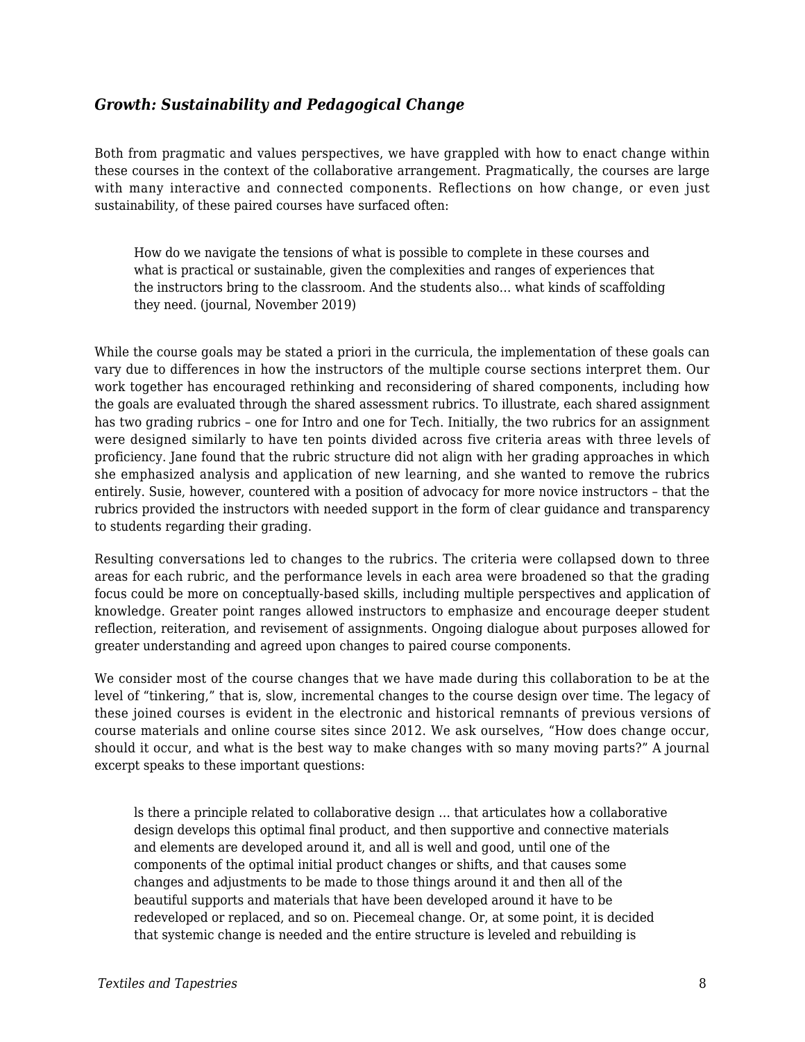### *Growth: Sustainability and Pedagogical Change*

Both from pragmatic and values perspectives, we have grappled with how to enact change within these courses in the context of the collaborative arrangement. Pragmatically, the courses are large with many interactive and connected components. Reflections on how change, or even just sustainability, of these paired courses have surfaced often:

> How do we navigate the tensions of what is possible to complete in these courses and what is practical or sustainable, given the complexities and ranges of experiences that the instructors bring to the classroom. And the students also… what kinds of scaffolding they need. (journal, November 2019)

While the course goals may be stated a priori in the curricula, the implementation of these goals can vary due to differences in how the instructors of the multiple course sections interpret them. Our work together has encouraged rethinking and reconsidering of shared components, including how the goals are evaluated through the shared assessment rubrics. To illustrate, each shared assignment has two grading rubrics – one for Intro and one for Tech. Initially, the two rubrics for an assignment were designed similarly to have ten points divided across five criteria areas with three levels of proficiency. Jane found that the rubric structure did not align with her grading approaches in which she emphasized analysis and application of new learning, and she wanted to remove the rubrics entirely. Susie, however, countered with a position of advocacy for more novice instructors – that the rubrics provided the instructors with needed support in the form of clear guidance and transparency to students regarding their grading.

Resulting conversations led to changes to the rubrics. The criteria were collapsed down to three areas for each rubric, and the performance levels in each area were broadened so that the grading focus could be more on conceptually-based skills, including multiple perspectives and application of knowledge. Greater point ranges allowed instructors to emphasize and encourage deeper student reflection, reiteration, and revisement of assignments. Ongoing dialogue about purposes allowed for greater understanding and agreed upon changes to paired course components.

We consider most of the course changes that we have made during this collaboration to be at the level of "tinkering," that is, slow, incremental changes to the course design over time. The legacy of these joined courses is evident in the electronic and historical remnants of previous versions of course materials and online course sites since 2012. We ask ourselves, "How does change occur, should it occur, and what is the best way to make changes with so many moving parts?" A journal excerpt speaks to these important questions:

> ls there a principle related to collaborative design … that articulates how a collaborative design develops this optimal final product, and then supportive and connective materials and elements are developed around it, and all is well and good, until one of the components of the optimal initial product changes or shifts, and that causes some changes and adjustments to be made to those things around it and then all of the beautiful supports and materials that have been developed around it have to be redeveloped or replaced, and so on. Piecemeal change. Or, at some point, it is decided that systemic change is needed and the entire structure is leveled and rebuilding is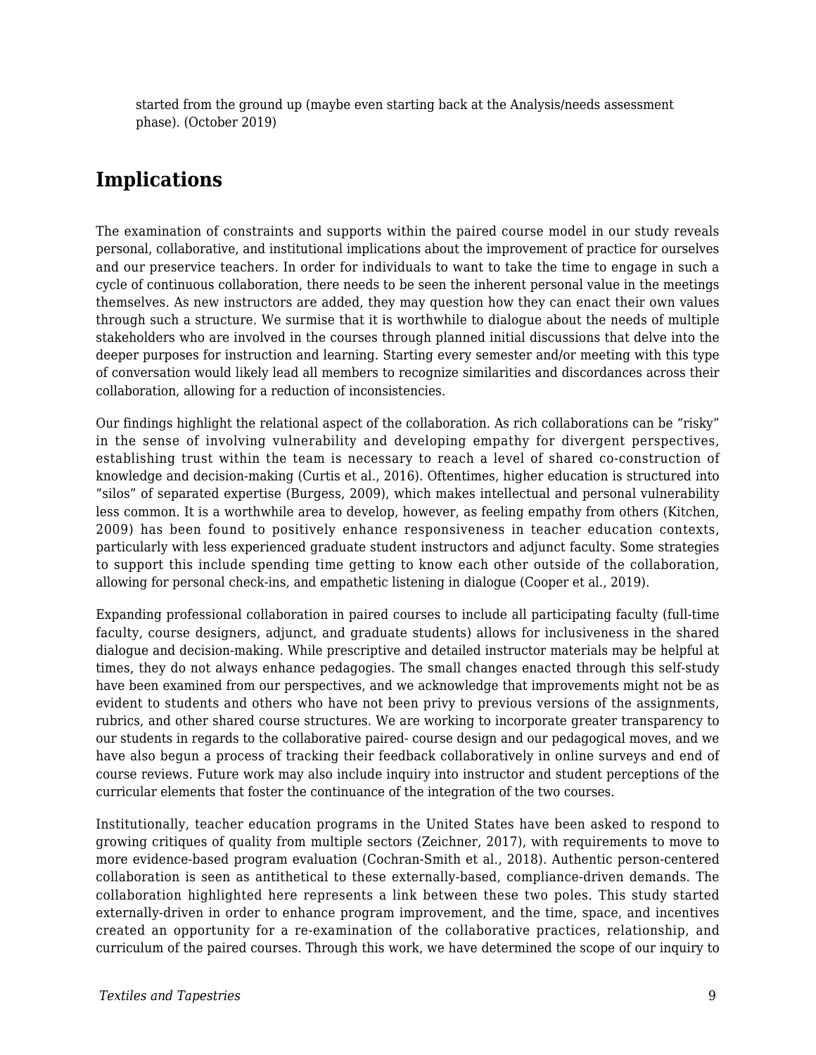started from the ground up (maybe even starting back at the Analysis/needs assessment phase). (October 2019)

## Implications

The examination of constraints and supports within the paired course model in our study reveals personal, collaborative, and institutional implications about the improvement of practice for ourselves and our preservice teachers. In order for individuals to want to take the time to engage in such a cycle of continuous collaboration, there needs to be seen the inherent personal value in the meetings themselves. As new instructors are added, they may question how they can enact their own values through such a structure. We surmise that it is worthwhile to dialogue about the needs of multiple stakeholders who are involved in the courses through planned initial discussions that delve into the deeper purposes for instruction and learning. Starting every semester and/or meeting with this type of conversation would likely lead all members to recognize similarities and discordances across their collaboration, allowing for a reduction of inconsistencies.

Our findings highlight the relational aspect of the collaboration. As rich collaborations can be "risky" in the sense of involving vulnerability and developing empathy for divergent perspectives, establishing trust within the team is necessary to reach a level of shared co-construction of knowledge and decision-making (Curtis et al., 2016). Oftentimes, higher education is structured into "silos" of separated expertise (Burgess, 2009), which makes intellectual and personal vulnerability less common. It is a worthwhile area to develop, however, as feeling empathy from others (Kitchen, 2009) has been found to positively enhance responsiveness in teacher education contexts, particularly with less experienced graduate student instructors and adjunct faculty. Some strategies to support this include spending time getting to know each other outside of the collaboration, allowing for personal check-ins, and empathetic listening in dialogue (Cooper et al., 2019).

Expanding professional collaboration in paired courses to include all participating faculty (full-time faculty, course designers, adjunct, and graduate students) allows for inclusiveness in the shared dialogue and decision-making. While prescriptive and detailed instructor materials may be helpful at times, they do not always enhance pedagogies. The small changes enacted through this self-study have been examined from our perspectives, and we acknowledge that improvements might not be as evident to students and others who have not been privy to previous versions of the assignments, rubrics, and other shared course structures. We are working to incorporate greater transparency to our students in regards to the collaborative paired- course design and our pedagogical moves, and we have also begun a process of tracking their feedback collaboratively in online surveys and end of course reviews. Future work may also include inquiry into instructor and student perceptions of the curricular elements that foster the continuance of the integration of the two courses.

Institutionally, teacher education programs in the United States have been asked to respond to growing critiques of quality from multiple sectors (Zeichner, 2017), with requirements to move to more evidence-based program evaluation (Cochran-Smith et al., 2018). Authentic person-centered collaboration is seen as antithetical to these externally-based, compliance-driven demands. The collaboration highlighted here represents a link between these two poles. This study started externally-driven in order to enhance program improvement, and the time, space, and incentives created an opportunity for a re-examination of the collaborative practices, relationship, and curriculum of the paired courses. Through this work, we have determined the scope of our inquiry to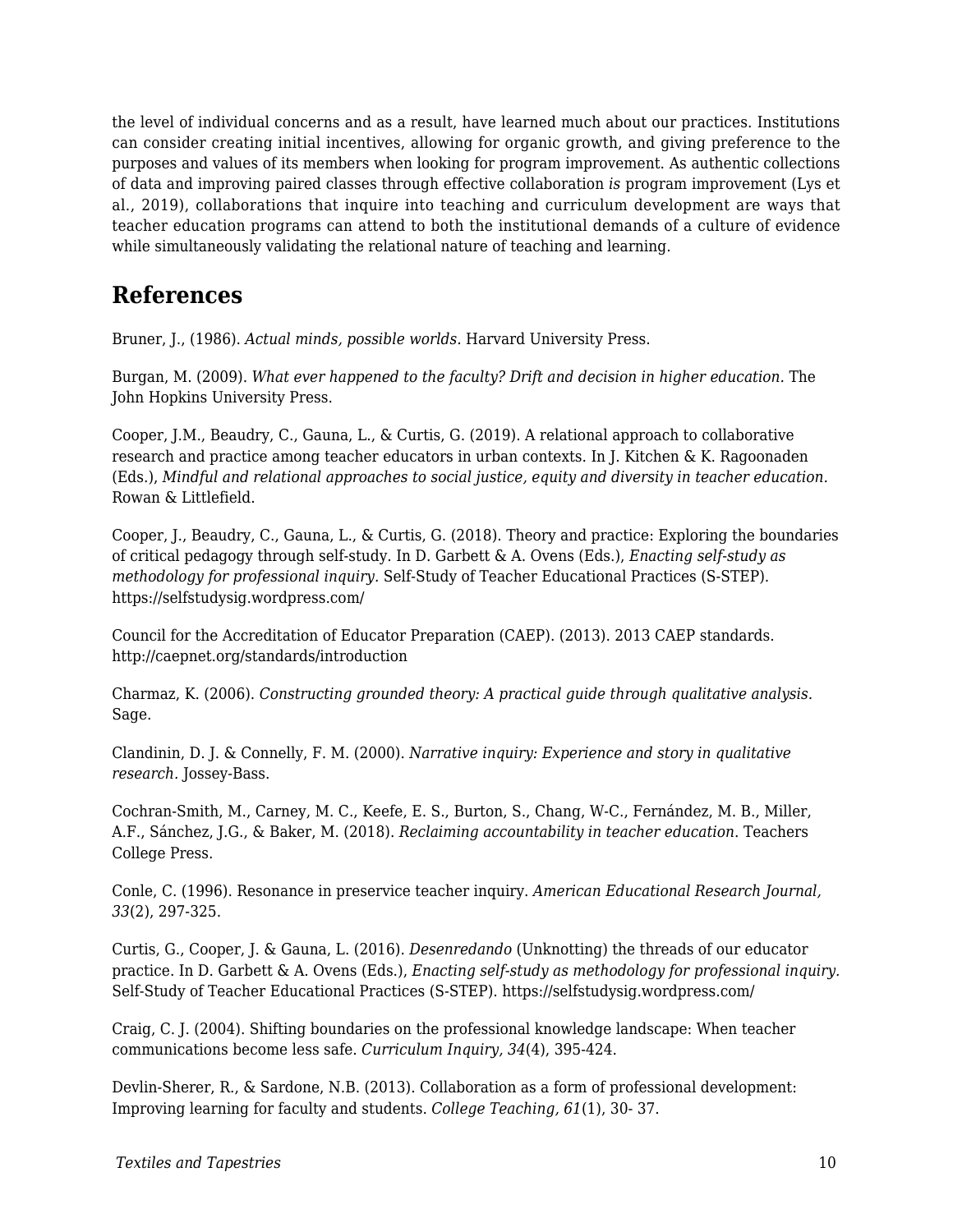the level of individual concerns and as a result, have learned much about our practices. Institutions can consider creating initial incentives, allowing for organic growth, and giving preference to the purposes and values of its members when looking for program improvement. As authentic collections of data and improving paired classes through effective collaboration *is* program improvement (Lys et al., 2019), collaborations that inquire into teaching and curriculum development are ways that teacher education programs can attend to both the institutional demands of a culture of evidence while simultaneously validating the relational nature of teaching and learning.

## References

Bruner, J., (1986). *Actual minds, possible worlds.* Harvard University Press.

Burgan, M. (2009). *What ever happened to the faculty? Drift and decision in higher education.* The John Hopkins University Press.

Cooper, J.M., Beaudry, C., Gauna, L., & Curtis, G. (2019). A relational approach to collaborative research and practice among teacher educators in urban contexts. In J. Kitchen & K. Ragoonaden (Eds.), *Mindful and relational approaches to social justice, equity and diversity in teacher education.* Rowan & Littlefield.

Cooper, J., Beaudry, C., Gauna, L., & Curtis, G. (2018). Theory and practice: Exploring the boundaries of critical pedagogy through self-study. In D. Garbett & A. Ovens (Eds.), *Enacting self-study as methodology for professional inquiry.* Self-Study of Teacher Educational Practices (S-STEP). https://selfstudysig.wordpress.com/

Council for the Accreditation of Educator Preparation (CAEP). (2013). 2013 CAEP standards. http://caepnet.org/standards/introduction

Charmaz, K. (2006). *Constructing grounded theory: A practical guide through qualitative analysis.* Sage.

Clandinin, D. J. & Connelly, F. M. (2000). *Narrative inquiry: Experience and story in qualitative research.* Jossey-Bass.

Cochran-Smith, M., Carney, M. C., Keefe, E. S., Burton, S., Chang, W-C., Fernández, M. B., Miller, A.F., Sánchez, J.G., & Baker, M. (2018). *Reclaiming accountability in teacher education.* Teachers College Press.

Conle, C. (1996). Resonance in preservice teacher inquiry. *American Educational Research Journal, 33*(2), 297-325.

Curtis, G., Cooper, J. & Gauna, L. (2016). *Desenredando* (Unknotting) the threads of our educator practice. In D. Garbett & A. Ovens (Eds.), *Enacting self-study as methodology for professional inquiry.* Self-Study of Teacher Educational Practices (S-STEP). https://selfstudysig.wordpress.com/

Craig, C. J. (2004). Shifting boundaries on the professional knowledge landscape: When teacher communications become less safe. *Curriculum Inquiry, 34*(4), 395-424.

Devlin-Sherer, R., & Sardone, N.B. (2013). Collaboration as a form of professional development: Improving learning for faculty and students. *College Teaching, 61*(1), 30- 37.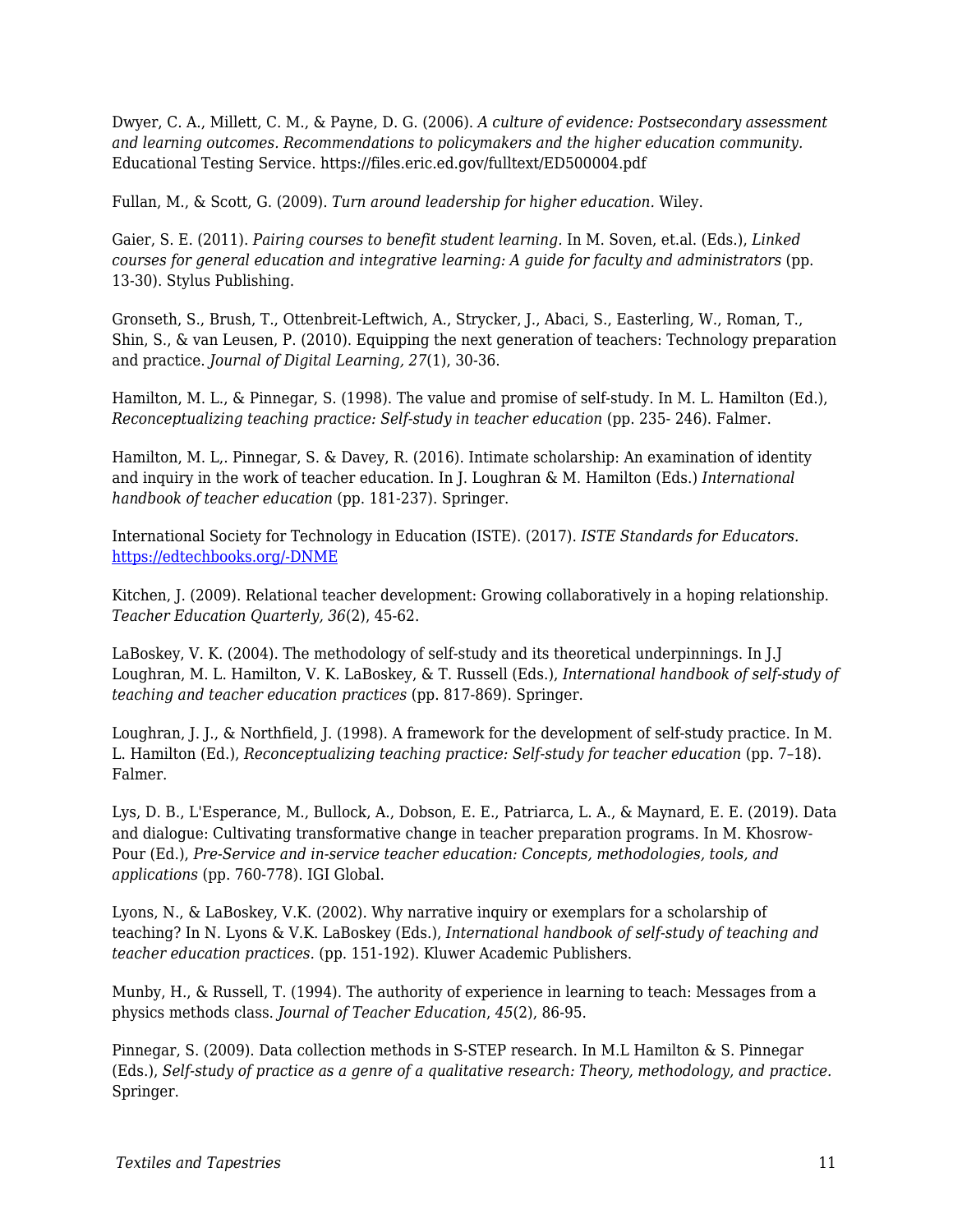Dwyer, C. A., Millett, C. M., & Payne, D. G. (2006). *A culture of evidence: Postsecondary assessment and learning outcomes. Recommendations to policymakers and the higher education community.* Educational Testing Service. https://files.eric.ed.gov/fulltext/ED500004.pdf

Fullan, M., & Scott, G. (2009). *Turn around leadership for higher education.* Wiley.

Gaier, S. E. (2011). *Pairing courses to benefit student learning.* In M. Soven, et.al. (Eds.), *Linked courses for general education and integrative learning: A guide for faculty and administrators* (pp. 13-30). Stylus Publishing.

Gronseth, S., Brush, T., Ottenbreit-Leftwich, A., Strycker, J., Abaci, S., Easterling, W., Roman, T., Shin, S., & van Leusen, P. (2010). Equipping the next generation of teachers: Technology preparation and practice. *Journal of Digital Learning, 27*(1), 30-36.

Hamilton, M. L., & Pinnegar, S. (1998). The value and promise of self-study. In M. L. Hamilton (Ed.), *Reconceptualizing teaching practice: Self-study in teacher education* (pp. 235- 246). Falmer.

Hamilton, M. L,. Pinnegar, S. & Davey, R. (2016). Intimate scholarship: An examination of identity and inquiry in the work of teacher education. In J. Loughran & M. Hamilton (Eds.) *International handbook of teacher education* (pp. 181-237). Springer.

International Society for Technology in Education (ISTE). (2017). *ISTE Standards for Educators.* https://edtechbooks.org/-DNME

Kitchen, J. (2009). Relational teacher development: Growing collaboratively in a hoping relationship. *Teacher Education Quarterly, 36*(2), 45-62.

LaBoskey, V. K. (2004). The methodology of self-study and its theoretical underpinnings. In J.J Loughran, M. L. Hamilton, V. K. LaBoskey, & T. Russell (Eds.), *International handbook of self-study of teaching and teacher education practices* (pp. 817-869). Springer.

Loughran, J. J., & Northfield, J. (1998). A framework for the development of self-study practice. In M. L. Hamilton (Ed.), *Reconceptualizing teaching practice: Self-study for teacher education* (pp. 7–18). Falmer.

Lys, D. B., L'Esperance, M., Bullock, A., Dobson, E. E., Patriarca, L. A., & Maynard, E. E. (2019). Data and dialogue: Cultivating transformative change in teacher preparation programs. In M. Khosrow-Pour (Ed.), *Pre-Service and in-service teacher education: Concepts, methodologies, tools, and applications* (pp. 760-778). IGI Global.

Lyons, N., & LaBoskey, V.K. (2002). Why narrative inquiry or exemplars for a scholarship of teaching? In N. Lyons & V.K. LaBoskey (Eds.), *International handbook of self-study of teaching and teacher education practices.* (pp. 151-192). Kluwer Academic Publishers.

Munby, H., & Russell, T. (1994). The authority of experience in learning to teach: Messages from a physics methods class. *Journal of Teacher Education*, *45*(2), 86-95.

Pinnegar, S. (2009). Data collection methods in S-STEP research. In M.L Hamilton & S. Pinnegar (Eds.), *Self-study of practice as a genre of a qualitative research: Theory, methodology, and practice.* Springer.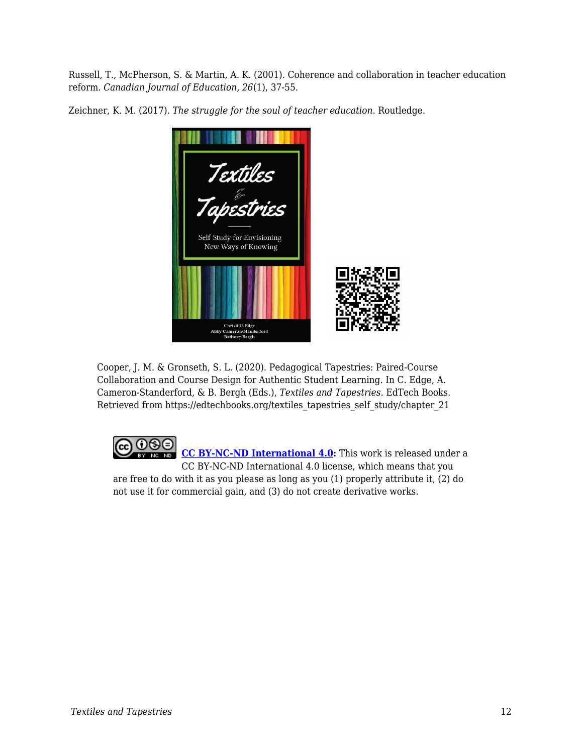Russell, T., McPherson, S. & Martin, A. K. (2001). Coherence and collaboration in teacher education reform. *Canadian Journal of Education, 26*(1), 37-55.

Zeichner, K. M. (2017). *The struggle for the soul of teacher education*. Routledge.

Cooper, J. M. & Gronseth, S. L. (2020). Pedagogical Tapestries: Paired-Course Collaboration and Course Design for Authentic Student Learning. In C. Edge, A. Cameron-Standerford, & B. Bergh (Eds.), *Textiles and Tapestries*. EdTech Books. Retrieved from https://edtechbooks.org/textiles_tapestries_self_study/chapter_21

**[CC BY-NC-ND International 4.0](https://creativecommons.org/licenses/by-nc-nd/4.0/):** This work is released under a CC BY-NC-ND International 4.0 license, which means that you are free to do with it as you please as long as you (1) properly attribute it, (2) do not use it for commercial gain, and (3) do not create derivative works.